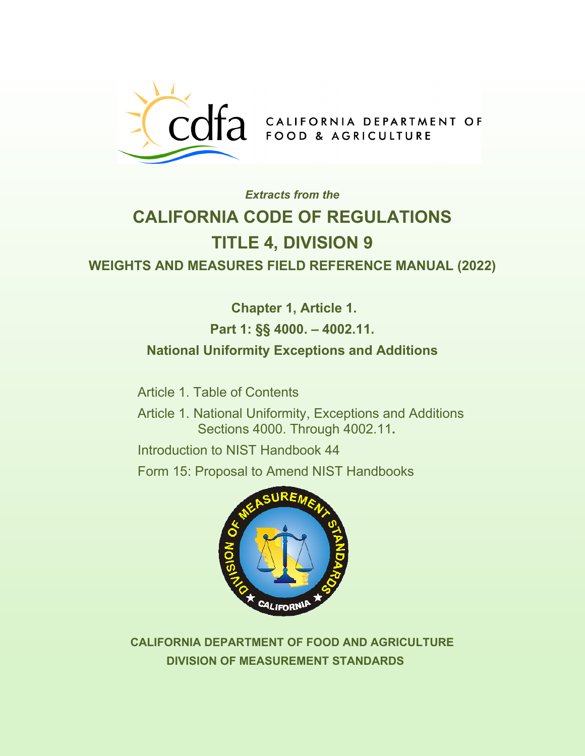CALIFORNIA DEPARTMENT OF FOOD & AGRICULTURE

*Extracts from the*

# CALIFORNIA CODE OF REGULATIONS

# TITLE 4, DIVISION 9

## WEIGHTS AND MEASURES FIELD REFERENCE MANUAL (2022)

### Chapter 1, Article 1.

### Part 1: §§ 4000. – 4002.11.

### National Uniformity Exceptions and Additions

Article 1. Table of Contents

Article 1. National Uniformity, Exceptions and Additions
Sections 4000. Through 4002.11.

Introduction to NIST Handbook 44

Form 15: Proposal to Amend NIST Handbooks

**CALIFORNIA DEPARTMENT OF FOOD AND AGRICULTURE**
**DIVISION OF MEASUREMENT STANDARDS**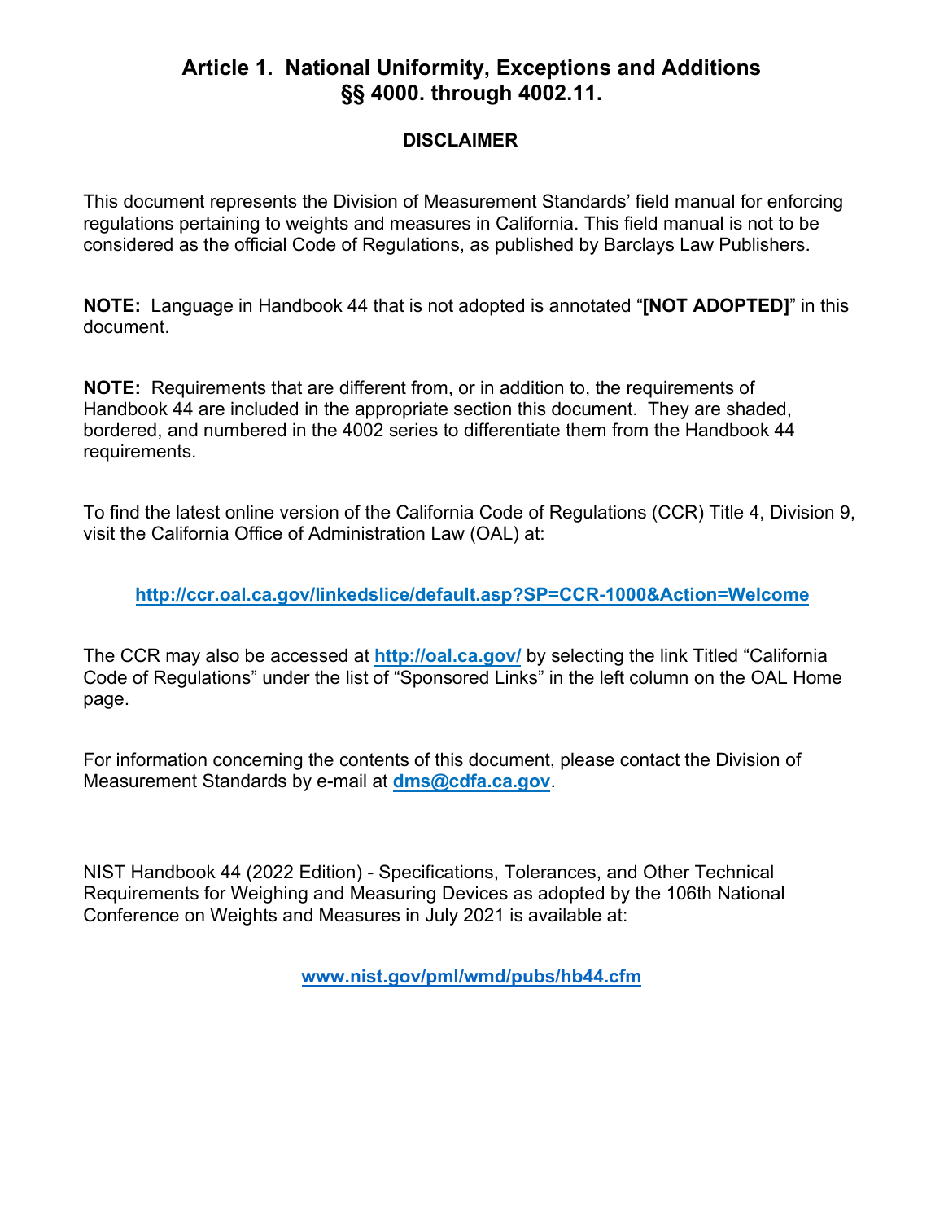# Article 1. National Uniformity, Exceptions and Additions §§ 4000. through 4002.11.

## DISCLAIMER

This document represents the Division of Measurement Standards' field manual for enforcing regulations pertaining to weights and measures in California. This field manual is not to be considered as the official Code of Regulations, as published by Barclays Law Publishers.

**NOTE:** Language in Handbook 44 that is not adopted is annotated "**[NOT ADOPTED]**" in this document.

**NOTE:** Requirements that are different from, or in addition to, the requirements of Handbook 44 are included in the appropriate section this document. They are shaded, bordered, and numbered in the 4002 series to differentiate them from the Handbook 44 requirements.

To find the latest online version of the California Code of Regulations (CCR) Title 4, Division 9, visit the California Office of Administration Law (OAL) at:

**http://ccr.oal.ca.gov/linkedslice/default.asp?SP=CCR-1000&Action=Welcome**

The CCR may also be accessed at **http://oal.ca.gov/** by selecting the link Titled "California Code of Regulations" under the list of "Sponsored Links" in the left column on the OAL Home page.

For information concerning the contents of this document, please contact the Division of Measurement Standards by e-mail at **dms@cdfa.ca.gov**.

NIST Handbook 44 (2022 Edition) - Specifications, Tolerances, and Other Technical Requirements for Weighing and Measuring Devices as adopted by the 106th National Conference on Weights and Measures in July 2021 is available at:

**www.nist.gov/pml/wmd/pubs/hb44.cfm**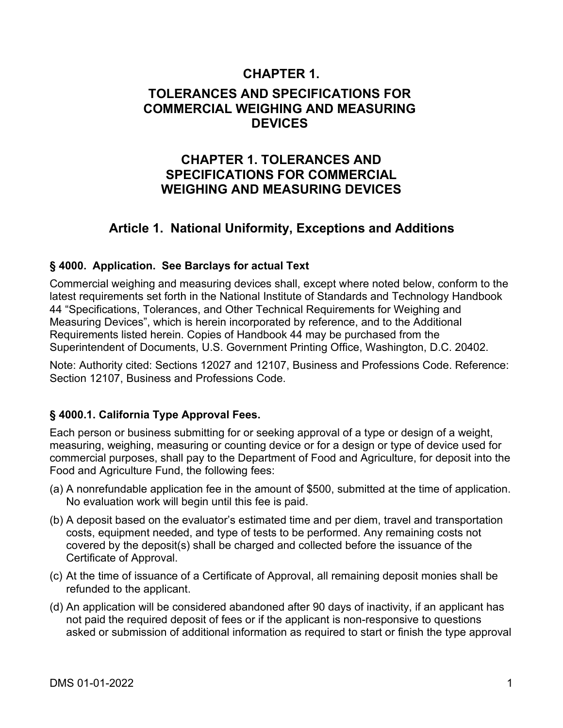# CHAPTER 1.

# TOLERANCES AND SPECIFICATIONS FOR COMMERCIAL WEIGHING AND MEASURING DEVICES

# CHAPTER 1. TOLERANCES AND SPECIFICATIONS FOR COMMERCIAL WEIGHING AND MEASURING DEVICES

## Article 1. National Uniformity, Exceptions and Additions

### § 4000. Application. See Barclays for actual Text

Commercial weighing and measuring devices shall, except where noted below, conform to the latest requirements set forth in the National Institute of Standards and Technology Handbook 44 "Specifications, Tolerances, and Other Technical Requirements for Weighing and Measuring Devices", which is herein incorporated by reference, and to the Additional Requirements listed herein. Copies of Handbook 44 may be purchased from the Superintendent of Documents, U.S. Government Printing Office, Washington, D.C. 20402.

Note: Authority cited: Sections 12027 and 12107, Business and Professions Code. Reference: Section 12107, Business and Professions Code.

### § 4000.1. California Type Approval Fees.

Each person or business submitting for or seeking approval of a type or design of a weight, measuring, weighing, measuring or counting device or for a design or type of device used for commercial purposes, shall pay to the Department of Food and Agriculture, for deposit into the Food and Agriculture Fund, the following fees:

(a) A nonrefundable application fee in the amount of $500, submitted at the time of application. No evaluation work will begin until this fee is paid.

(b) A deposit based on the evaluator's estimated time and per diem, travel and transportation costs, equipment needed, and type of tests to be performed. Any remaining costs not covered by the deposit(s) shall be charged and collected before the issuance of the Certificate of Approval.

(c) At the time of issuance of a Certificate of Approval, all remaining deposit monies shall be refunded to the applicant.

(d) An application will be considered abandoned after 90 days of inactivity, if an applicant has not paid the required deposit of fees or if the applicant is non-responsive to questions asked or submission of additional information as required to start or finish the type approval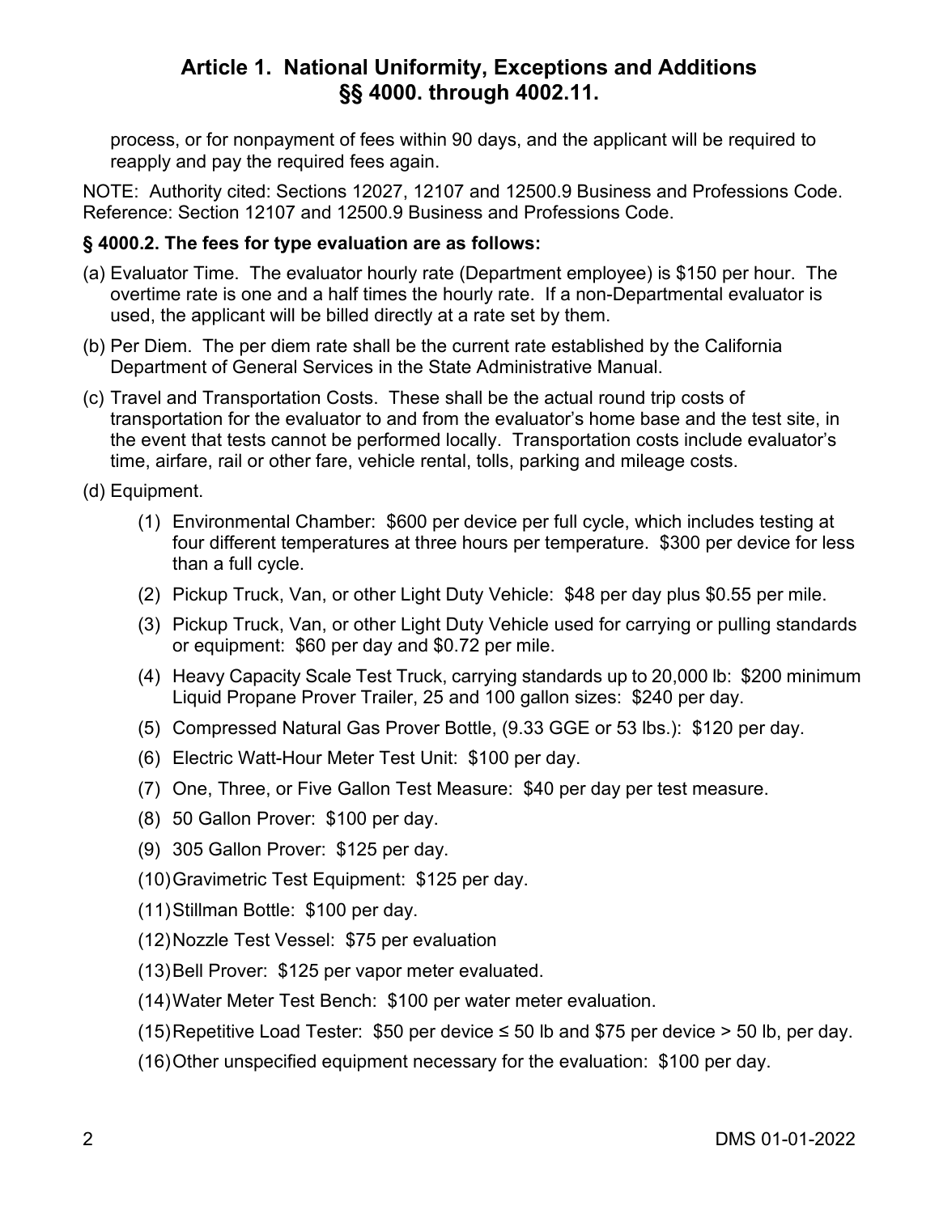process, or for nonpayment of fees within 90 days, and the applicant will be required to reapply and pay the required fees again.

NOTE: Authority cited: Sections 12027, 12107 and 12500.9 Business and Professions Code. Reference: Section 12107 and 12500.9 Business and Professions Code.

**§ 4000.2. The fees for type evaluation are as follows:**

(a) Evaluator Time. The evaluator hourly rate (Department employee) is $150 per hour. The overtime rate is one and a half times the hourly rate. If a non-Departmental evaluator is used, the applicant will be billed directly at a rate set by them.

(b) Per Diem. The per diem rate shall be the current rate established by the California Department of General Services in the State Administrative Manual.

(c) Travel and Transportation Costs. These shall be the actual round trip costs of transportation for the evaluator to and from the evaluator's home base and the test site, in the event that tests cannot be performed locally. Transportation costs include evaluator's time, airfare, rail or other fare, vehicle rental, tolls, parking and mileage costs.

(d) Equipment.

(1) Environmental Chamber: $600 per device per full cycle, which includes testing at four different temperatures at three hours per temperature. $300 per device for less than a full cycle.

(2) Pickup Truck, Van, or other Light Duty Vehicle: $48 per day plus $0.55 per mile.

(3) Pickup Truck, Van, or other Light Duty Vehicle used for carrying or pulling standards or equipment: $60 per day and $0.72 per mile.

(4) Heavy Capacity Scale Test Truck, carrying standards up to 20,000 lb: $200 minimum Liquid Propane Prover Trailer, 25 and 100 gallon sizes: $240 per day.

(5) Compressed Natural Gas Prover Bottle, (9.33 GGE or 53 lbs.): $120 per day.

(6) Electric Watt-Hour Meter Test Unit: $100 per day.

(7) One, Three, or Five Gallon Test Measure: $40 per day per test measure.

(8) 50 Gallon Prover: $100 per day.

(9) 305 Gallon Prover: $125 per day.

(10) Gravimetric Test Equipment: $125 per day.

(11) Stillman Bottle: $100 per day.

(12) Nozzle Test Vessel: $75 per evaluation

(13) Bell Prover: $125 per vapor meter evaluated.

(14) Water Meter Test Bench: $100 per water meter evaluation.

(15) Repetitive Load Tester: $50 per device ≤ 50 lb and $75 per device > 50 lb, per day.

(16) Other unspecified equipment necessary for the evaluation: $100 per day.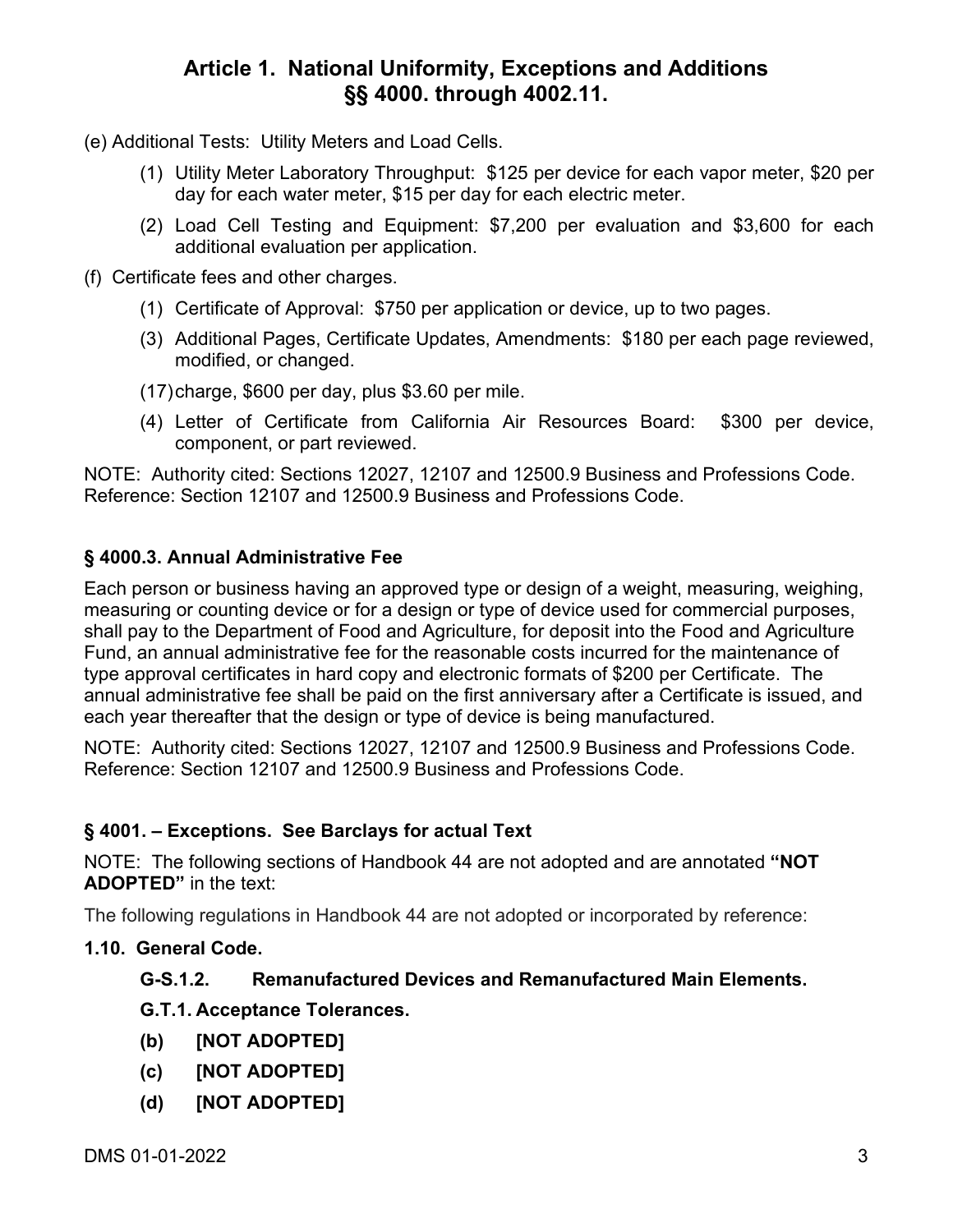# Article 1. National Uniformity, Exceptions and Additions §§ 4000. through 4002.11.

(e) Additional Tests: Utility Meters and Load Cells.

(1) Utility Meter Laboratory Throughput: $125 per device for each vapor meter, $20 per day for each water meter, $15 per day for each electric meter.

(2) Load Cell Testing and Equipment: $7,200 per evaluation and $3,600 for each additional evaluation per application.

(f) Certificate fees and other charges.

(1) Certificate of Approval: $750 per application or device, up to two pages.

(3) Additional Pages, Certificate Updates, Amendments: $180 per each page reviewed, modified, or changed.

(17) charge, $600 per day, plus $3.60 per mile.

(4) Letter of Certificate from California Air Resources Board: $300 per device, component, or part reviewed.

NOTE: Authority cited: Sections 12027, 12107 and 12500.9 Business and Professions Code. Reference: Section 12107 and 12500.9 Business and Professions Code.

### § 4000.3. Annual Administrative Fee

Each person or business having an approved type or design of a weight, measuring, weighing, measuring or counting device or for a design or type of device used for commercial purposes, shall pay to the Department of Food and Agriculture, for deposit into the Food and Agriculture Fund, an annual administrative fee for the reasonable costs incurred for the maintenance of type approval certificates in hard copy and electronic formats of $200 per Certificate. The annual administrative fee shall be paid on the first anniversary after a Certificate is issued, and each year thereafter that the design or type of device is being manufactured.

NOTE: Authority cited: Sections 12027, 12107 and 12500.9 Business and Professions Code. Reference: Section 12107 and 12500.9 Business and Professions Code.

### § 4001. – Exceptions. See Barclays for actual Text

NOTE: The following sections of Handbook 44 are not adopted and are annotated **"NOT ADOPTED"** in the text:

The following regulations in Handbook 44 are not adopted or incorporated by reference:

**1.10. General Code.**

**G-S.1.2. Remanufactured Devices and Remanufactured Main Elements.**

**G.T.1. Acceptance Tolerances.**

**(b) [NOT ADOPTED]**

**(c) [NOT ADOPTED]**

**(d) [NOT ADOPTED]**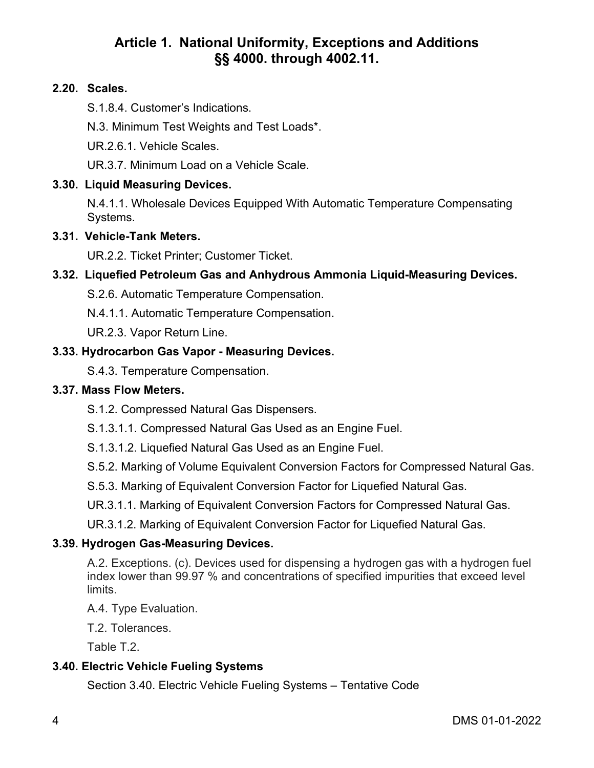# Article 1. National Uniformity, Exceptions and Additions §§ 4000. through 4002.11.

### 2.20. Scales.

S.1.8.4. Customer's Indications.

N.3. Minimum Test Weights and Test Loads*.

UR.2.6.1. Vehicle Scales.

UR.3.7. Minimum Load on a Vehicle Scale.

### 3.30. Liquid Measuring Devices.

N.4.1.1. Wholesale Devices Equipped With Automatic Temperature Compensating Systems.

### 3.31. Vehicle-Tank Meters.

UR.2.2. Ticket Printer; Customer Ticket.

### 3.32. Liquefied Petroleum Gas and Anhydrous Ammonia Liquid-Measuring Devices.

S.2.6. Automatic Temperature Compensation.

N.4.1.1. Automatic Temperature Compensation.

UR.2.3. Vapor Return Line.

### 3.33. Hydrocarbon Gas Vapor - Measuring Devices.

S.4.3. Temperature Compensation.

### 3.37. Mass Flow Meters.

S.1.2. Compressed Natural Gas Dispensers.

S.1.3.1.1. Compressed Natural Gas Used as an Engine Fuel.

S.1.3.1.2. Liquefied Natural Gas Used as an Engine Fuel.

S.5.2. Marking of Volume Equivalent Conversion Factors for Compressed Natural Gas.

S.5.3. Marking of Equivalent Conversion Factor for Liquefied Natural Gas.

UR.3.1.1. Marking of Equivalent Conversion Factors for Compressed Natural Gas.

UR.3.1.2. Marking of Equivalent Conversion Factor for Liquefied Natural Gas.

### 3.39. Hydrogen Gas-Measuring Devices.

A.2. Exceptions. (c). Devices used for dispensing a hydrogen gas with a hydrogen fuel index lower than 99.97 % and concentrations of specified impurities that exceed level limits.

A.4. Type Evaluation.

T.2. Tolerances.

Table T.2.

### 3.40. Electric Vehicle Fueling Systems

Section 3.40. Electric Vehicle Fueling Systems – Tentative Code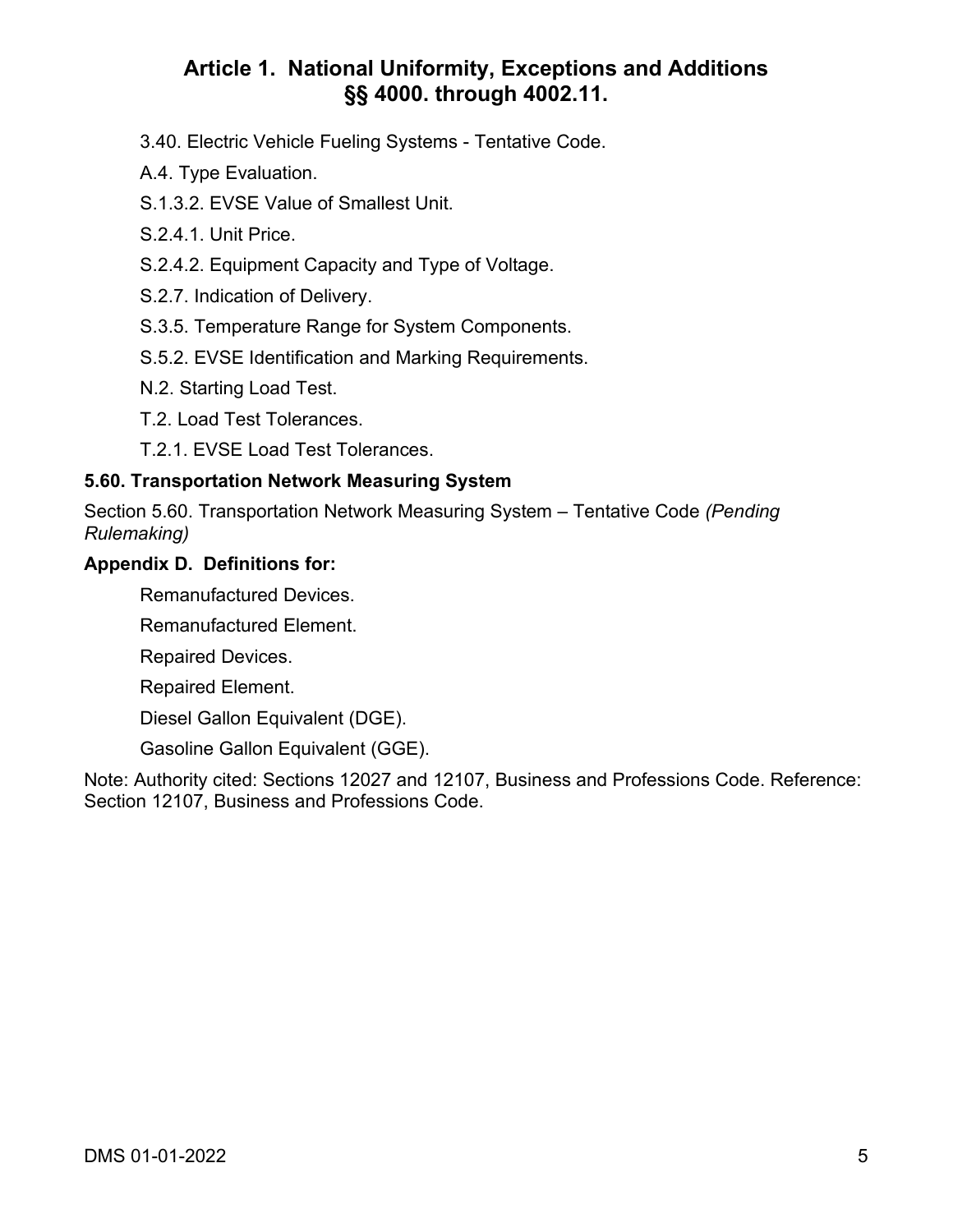# Article 1. National Uniformity, Exceptions and Additions §§ 4000. through 4002.11.

3.40. Electric Vehicle Fueling Systems - Tentative Code.

A.4. Type Evaluation.

S.1.3.2. EVSE Value of Smallest Unit.

S.2.4.1. Unit Price.

S.2.4.2. Equipment Capacity and Type of Voltage.

S.2.7. Indication of Delivery.

S.3.5. Temperature Range for System Components.

S.5.2. EVSE Identification and Marking Requirements.

N.2. Starting Load Test.

T.2. Load Test Tolerances.

T.2.1. EVSE Load Test Tolerances.

**5.60. Transportation Network Measuring System**

Section 5.60. Transportation Network Measuring System – Tentative Code *(Pending Rulemaking)*

**Appendix D. Definitions for:**

Remanufactured Devices.

Remanufactured Element.

Repaired Devices.

Repaired Element.

Diesel Gallon Equivalent (DGE).

Gasoline Gallon Equivalent (GGE).

Note: Authority cited: Sections 12027 and 12107, Business and Professions Code. Reference: Section 12107, Business and Professions Code.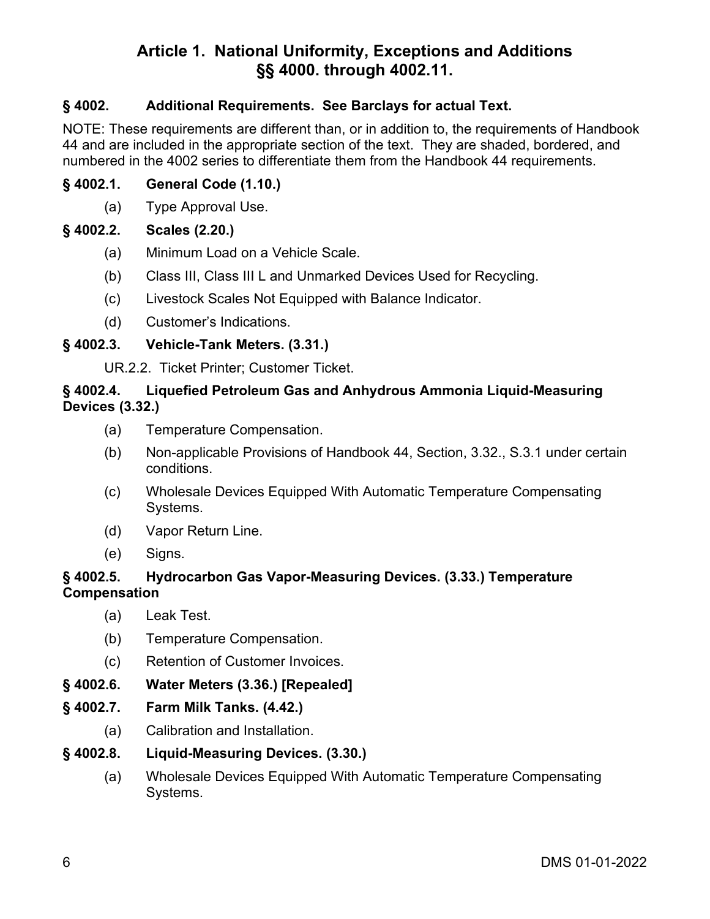# Article 1. National Uniformity, Exceptions and Additions §§ 4000. through 4002.11.

## § 4002. Additional Requirements. See Barclays for actual Text.

NOTE: These requirements are different than, or in addition to, the requirements of Handbook 44 and are included in the appropriate section of the text. They are shaded, bordered, and numbered in the 4002 series to differentiate them from the Handbook 44 requirements.

### § 4002.1. General Code (1.10.)

(a) Type Approval Use.

### § 4002.2. Scales (2.20.)

(a) Minimum Load on a Vehicle Scale.

(b) Class III, Class III L and Unmarked Devices Used for Recycling.

(c) Livestock Scales Not Equipped with Balance Indicator.

(d) Customer's Indications.

### § 4002.3. Vehicle-Tank Meters. (3.31.)

UR.2.2. Ticket Printer; Customer Ticket.

### § 4002.4. Liquefied Petroleum Gas and Anhydrous Ammonia Liquid-Measuring Devices (3.32.)

(a) Temperature Compensation.

(b) Non-applicable Provisions of Handbook 44, Section, 3.32., S.3.1 under certain conditions.

(c) Wholesale Devices Equipped With Automatic Temperature Compensating Systems.

(d) Vapor Return Line.

(e) Signs.

### § 4002.5. Hydrocarbon Gas Vapor-Measuring Devices. (3.33.) Temperature Compensation

(a) Leak Test.

(b) Temperature Compensation.

(c) Retention of Customer Invoices.

### § 4002.6. Water Meters (3.36.) [Repealed]

### § 4002.7. Farm Milk Tanks. (4.42.)

(a) Calibration and Installation.

### § 4002.8. Liquid-Measuring Devices. (3.30.)

(a) Wholesale Devices Equipped With Automatic Temperature Compensating Systems.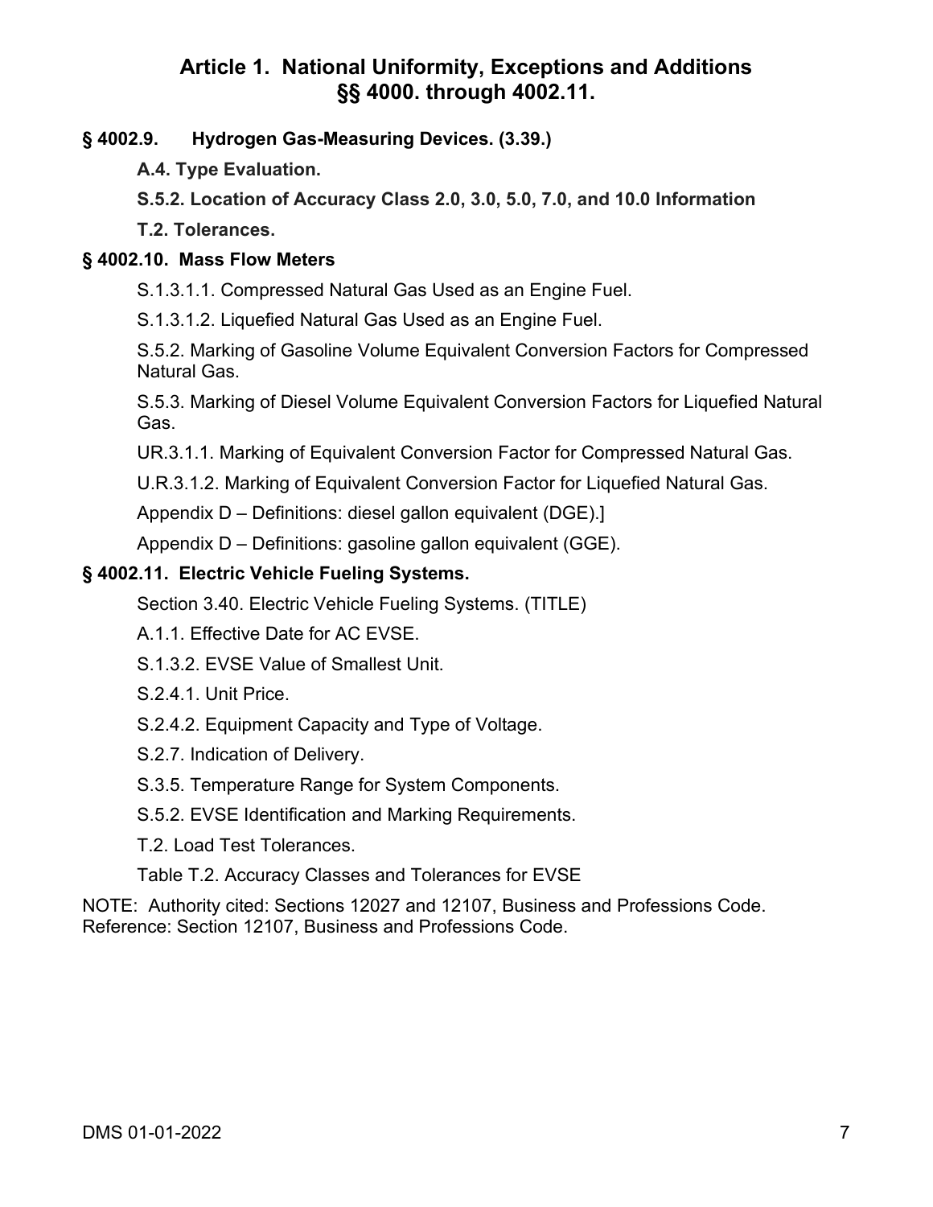## Article 1. National Uniformity, Exceptions and Additions §§ 4000. through 4002.11.

### § 4002.9. Hydrogen Gas-Measuring Devices. (3.39.)

**A.4. Type Evaluation.**

**S.5.2. Location of Accuracy Class 2.0, 3.0, 5.0, 7.0, and 10.0 Information**

**T.2. Tolerances.**

### § 4002.10. Mass Flow Meters

S.1.3.1.1. Compressed Natural Gas Used as an Engine Fuel.

S.1.3.1.2. Liquefied Natural Gas Used as an Engine Fuel.

S.5.2. Marking of Gasoline Volume Equivalent Conversion Factors for Compressed Natural Gas.

S.5.3. Marking of Diesel Volume Equivalent Conversion Factors for Liquefied Natural Gas.

UR.3.1.1. Marking of Equivalent Conversion Factor for Compressed Natural Gas.

U.R.3.1.2. Marking of Equivalent Conversion Factor for Liquefied Natural Gas.

Appendix D – Definitions: diesel gallon equivalent (DGE).]

Appendix D – Definitions: gasoline gallon equivalent (GGE).

### § 4002.11. Electric Vehicle Fueling Systems.

Section 3.40. Electric Vehicle Fueling Systems. (TITLE)

A.1.1. Effective Date for AC EVSE.

S.1.3.2. EVSE Value of Smallest Unit.

S.2.4.1. Unit Price.

S.2.4.2. Equipment Capacity and Type of Voltage.

S.2.7. Indication of Delivery.

S.3.5. Temperature Range for System Components.

S.5.2. EVSE Identification and Marking Requirements.

T.2. Load Test Tolerances.

Table T.2. Accuracy Classes and Tolerances for EVSE

NOTE: Authority cited: Sections 12027 and 12107, Business and Professions Code. Reference: Section 12107, Business and Professions Code.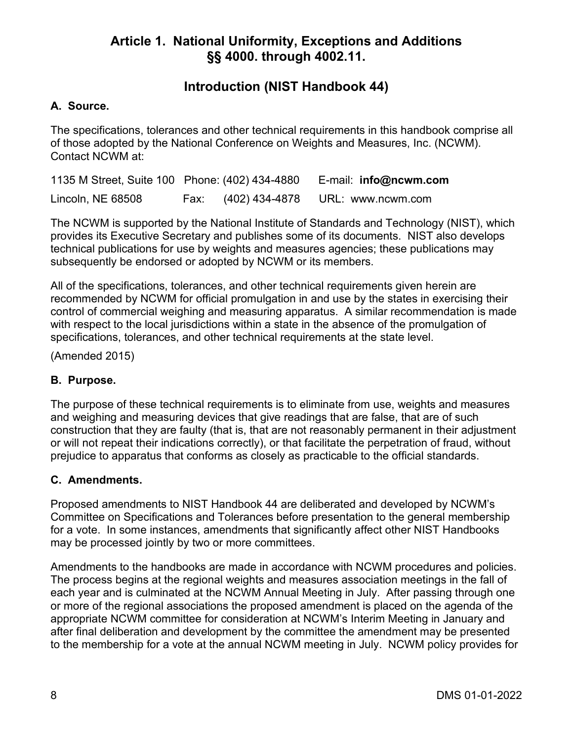# Article 1. National Uniformity, Exceptions and Additions §§ 4000. through 4002.11.

## Introduction (NIST Handbook 44)

### A. Source.

The specifications, tolerances and other technical requirements in this handbook comprise all of those adopted by the National Conference on Weights and Measures, Inc. (NCWM). Contact NCWM at:

| | | |
|---|---|---|
| 1135 M Street, Suite 100 | Phone: (402) 434-4880 | E-mail: **info@ncwm.com** |
| Lincoln, NE 68508 | Fax: (402) 434-4878 | URL: www.ncwm.com |

The NCWM is supported by the National Institute of Standards and Technology (NIST), which provides its Executive Secretary and publishes some of its documents. NIST also develops technical publications for use by weights and measures agencies; these publications may subsequently be endorsed or adopted by NCWM or its members.

All of the specifications, tolerances, and other technical requirements given herein are recommended by NCWM for official promulgation in and use by the states in exercising their control of commercial weighing and measuring apparatus. A similar recommendation is made with respect to the local jurisdictions within a state in the absence of the promulgation of specifications, tolerances, and other technical requirements at the state level.

(Amended 2015)

### B. Purpose.

The purpose of these technical requirements is to eliminate from use, weights and measures and weighing and measuring devices that give readings that are false, that are of such construction that they are faulty (that is, that are not reasonably permanent in their adjustment or will not repeat their indications correctly), or that facilitate the perpetration of fraud, without prejudice to apparatus that conforms as closely as practicable to the official standards.

### C. Amendments.

Proposed amendments to NIST Handbook 44 are deliberated and developed by NCWM's Committee on Specifications and Tolerances before presentation to the general membership for a vote. In some instances, amendments that significantly affect other NIST Handbooks may be processed jointly by two or more committees.

Amendments to the handbooks are made in accordance with NCWM procedures and policies. The process begins at the regional weights and measures association meetings in the fall of each year and is culminated at the NCWM Annual Meeting in July. After passing through one or more of the regional associations the proposed amendment is placed on the agenda of the appropriate NCWM committee for consideration at NCWM's Interim Meeting in January and after final deliberation and development by the committee the amendment may be presented to the membership for a vote at the annual NCWM meeting in July. NCWM policy provides for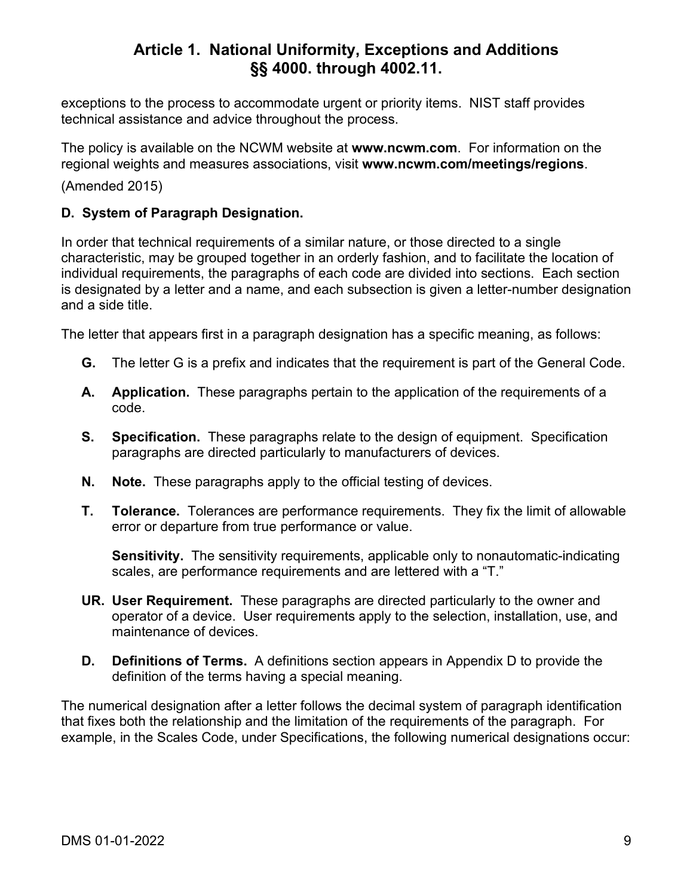exceptions to the process to accommodate urgent or priority items. NIST staff provides technical assistance and advice throughout the process.

The policy is available on the NCWM website at **www.ncwm.com**. For information on the regional weights and measures associations, visit **www.ncwm.com/meetings/regions**.

(Amended 2015)

**D. System of Paragraph Designation.**

In order that technical requirements of a similar nature, or those directed to a single characteristic, may be grouped together in an orderly fashion, and to facilitate the location of individual requirements, the paragraphs of each code are divided into sections. Each section is designated by a letter and a name, and each subsection is given a letter-number designation and a side title.

The letter that appears first in a paragraph designation has a specific meaning, as follows:

- **G.** The letter G is a prefix and indicates that the requirement is part of the General Code.
- **A.** **Application.** These paragraphs pertain to the application of the requirements of a code.
- **S.** **Specification.** These paragraphs relate to the design of equipment. Specification paragraphs are directed particularly to manufacturers of devices.
- **N.** **Note.** These paragraphs apply to the official testing of devices.
- **T.** **Tolerance.** Tolerances are performance requirements. They fix the limit of allowable error or departure from true performance or value.

  **Sensitivity.** The sensitivity requirements, applicable only to nonautomatic-indicating scales, are performance requirements and are lettered with a "T."
- **UR.** **User Requirement.** These paragraphs are directed particularly to the owner and operator of a device. User requirements apply to the selection, installation, use, and maintenance of devices.
- **D.** **Definitions of Terms.** A definitions section appears in Appendix D to provide the definition of the terms having a special meaning.

The numerical designation after a letter follows the decimal system of paragraph identification that fixes both the relationship and the limitation of the requirements of the paragraph. For example, in the Scales Code, under Specifications, the following numerical designations occur: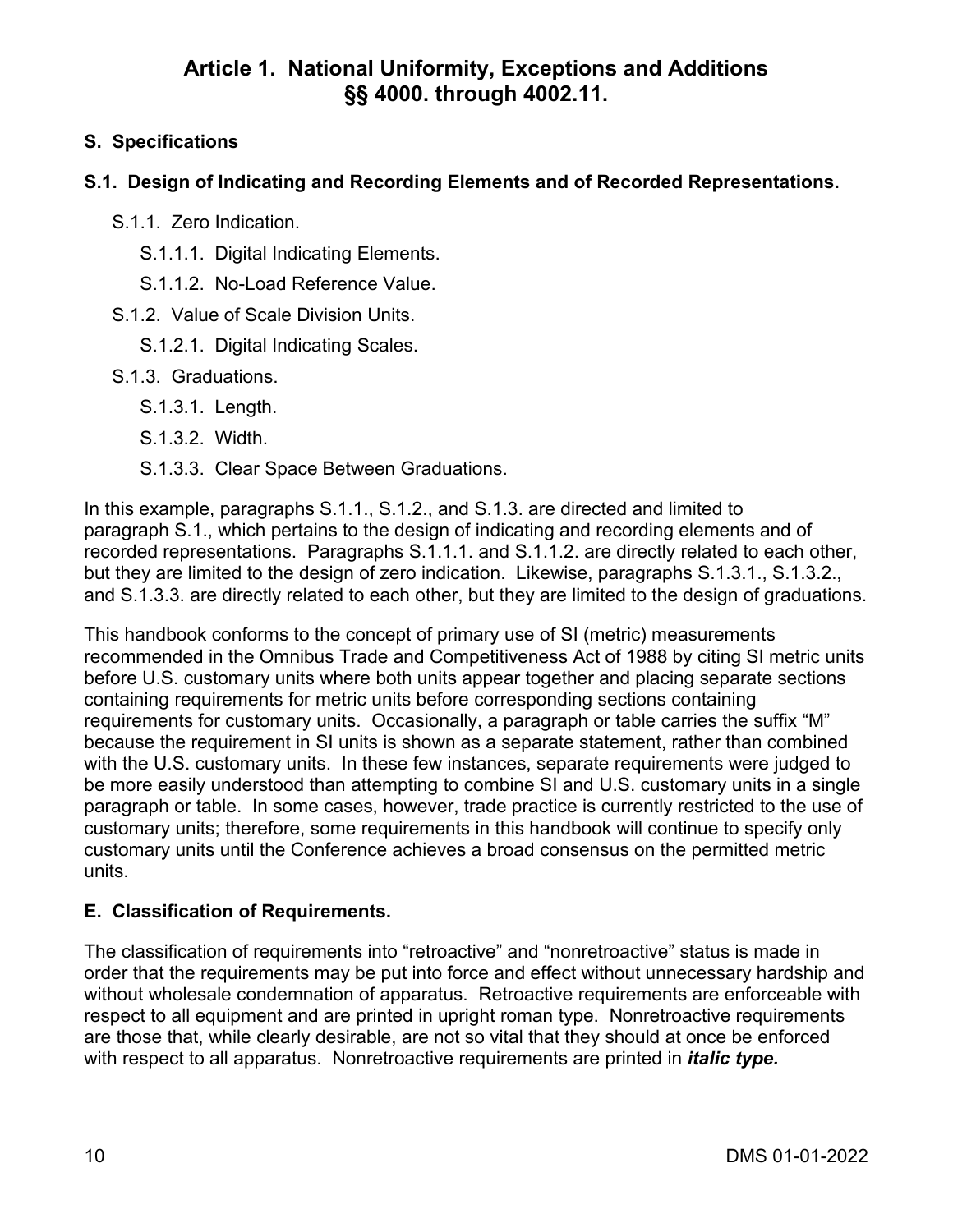## Article 1. National Uniformity, Exceptions and Additions §§ 4000. through 4002.11.

**S. Specifications**

**S.1. Design of Indicating and Recording Elements and of Recorded Representations.**

- S.1.1. Zero Indication.
  - S.1.1.1. Digital Indicating Elements.
  - S.1.1.2. No-Load Reference Value.
- S.1.2. Value of Scale Division Units.
  - S.1.2.1. Digital Indicating Scales.
- S.1.3. Graduations.
  - S.1.3.1. Length.
  - S.1.3.2. Width.
  - S.1.3.3. Clear Space Between Graduations.

In this example, paragraphs S.1.1., S.1.2., and S.1.3. are directed and limited to paragraph S.1., which pertains to the design of indicating and recording elements and of recorded representations. Paragraphs S.1.1.1. and S.1.1.2. are directly related to each other, but they are limited to the design of zero indication. Likewise, paragraphs S.1.3.1., S.1.3.2., and S.1.3.3. are directly related to each other, but they are limited to the design of graduations.

This handbook conforms to the concept of primary use of SI (metric) measurements recommended in the Omnibus Trade and Competitiveness Act of 1988 by citing SI metric units before U.S. customary units where both units appear together and placing separate sections containing requirements for metric units before corresponding sections containing requirements for customary units. Occasionally, a paragraph or table carries the suffix "M" because the requirement in SI units is shown as a separate statement, rather than combined with the U.S. customary units. In these few instances, separate requirements were judged to be more easily understood than attempting to combine SI and U.S. customary units in a single paragraph or table. In some cases, however, trade practice is currently restricted to the use of customary units; therefore, some requirements in this handbook will continue to specify only customary units until the Conference achieves a broad consensus on the permitted metric units.

**E. Classification of Requirements.**

The classification of requirements into "retroactive" and "nonretroactive" status is made in order that the requirements may be put into force and effect without unnecessary hardship and without wholesale condemnation of apparatus. Retroactive requirements are enforceable with respect to all equipment and are printed in upright roman type. Nonretroactive requirements are those that, while clearly desirable, are not so vital that they should at once be enforced with respect to all apparatus. Nonretroactive requirements are printed in ***italic type.***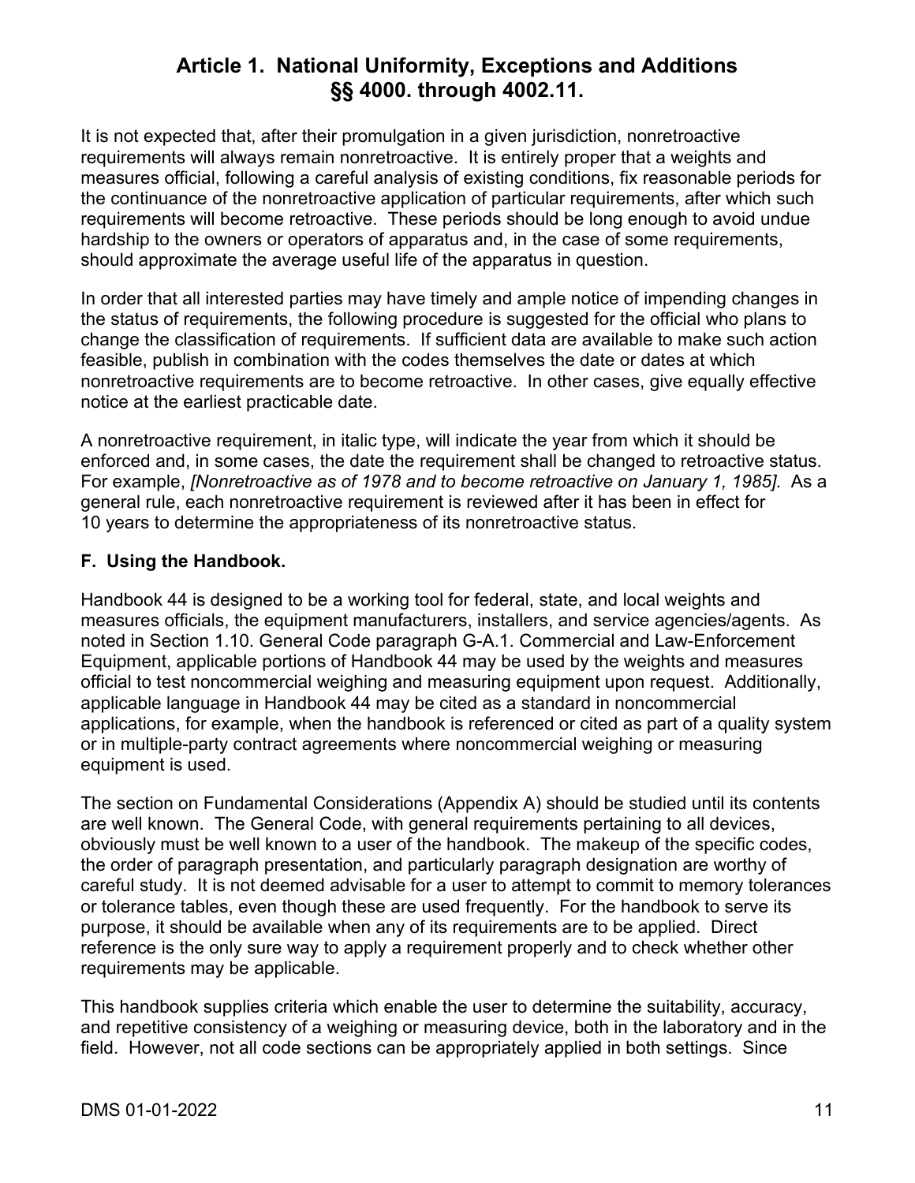# Article 1. National Uniformity, Exceptions and Additions §§ 4000. through 4002.11.

It is not expected that, after their promulgation in a given jurisdiction, nonretroactive requirements will always remain nonretroactive. It is entirely proper that a weights and measures official, following a careful analysis of existing conditions, fix reasonable periods for the continuance of the nonretroactive application of particular requirements, after which such requirements will become retroactive. These periods should be long enough to avoid undue hardship to the owners or operators of apparatus and, in the case of some requirements, should approximate the average useful life of the apparatus in question.

In order that all interested parties may have timely and ample notice of impending changes in the status of requirements, the following procedure is suggested for the official who plans to change the classification of requirements. If sufficient data are available to make such action feasible, publish in combination with the codes themselves the date or dates at which nonretroactive requirements are to become retroactive. In other cases, give equally effective notice at the earliest practicable date.

A nonretroactive requirement, in italic type, will indicate the year from which it should be enforced and, in some cases, the date the requirement shall be changed to retroactive status. For example, *[Nonretroactive as of 1978 and to become retroactive on January 1, 1985].* As a general rule, each nonretroactive requirement is reviewed after it has been in effect for 10 years to determine the appropriateness of its nonretroactive status.

**F. Using the Handbook.**

Handbook 44 is designed to be a working tool for federal, state, and local weights and measures officials, the equipment manufacturers, installers, and service agencies/agents. As noted in Section 1.10. General Code paragraph G-A.1. Commercial and Law-Enforcement Equipment, applicable portions of Handbook 44 may be used by the weights and measures official to test noncommercial weighing and measuring equipment upon request. Additionally, applicable language in Handbook 44 may be cited as a standard in noncommercial applications, for example, when the handbook is referenced or cited as part of a quality system or in multiple-party contract agreements where noncommercial weighing or measuring equipment is used.

The section on Fundamental Considerations (Appendix A) should be studied until its contents are well known. The General Code, with general requirements pertaining to all devices, obviously must be well known to a user of the handbook. The makeup of the specific codes, the order of paragraph presentation, and particularly paragraph designation are worthy of careful study. It is not deemed advisable for a user to attempt to commit to memory tolerances or tolerance tables, even though these are used frequently. For the handbook to serve its purpose, it should be available when any of its requirements are to be applied. Direct reference is the only sure way to apply a requirement properly and to check whether other requirements may be applicable.

This handbook supplies criteria which enable the user to determine the suitability, accuracy, and repetitive consistency of a weighing or measuring device, both in the laboratory and in the field. However, not all code sections can be appropriately applied in both settings. Since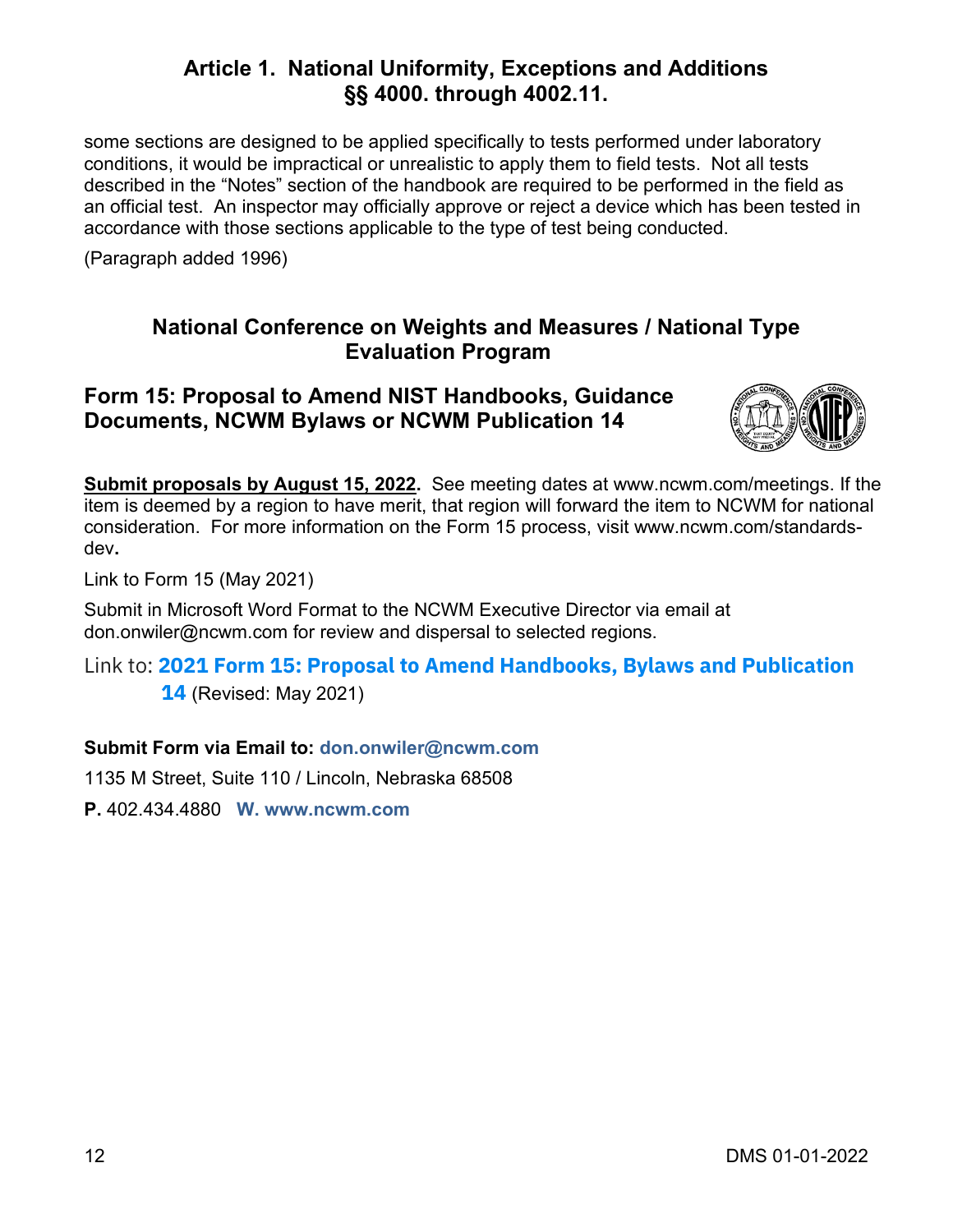some sections are designed to be applied specifically to tests performed under laboratory conditions, it would be impractical or unrealistic to apply them to field tests. Not all tests described in the “Notes” section of the handbook are required to be performed in the field as an official test. An inspector may officially approve or reject a device which has been tested in accordance with those sections applicable to the type of test being conducted.

(Paragraph added 1996)

## National Conference on Weights and Measures / National Type Evaluation Program

### Form 15: Proposal to Amend NIST Handbooks, Guidance Documents, NCWM Bylaws or NCWM Publication 14

**Submit proposals by August 15, 2022.** See meeting dates at www.ncwm.com/meetings. If the item is deemed by a region to have merit, that region will forward the item to NCWM for national consideration. For more information on the Form 15 process, visit www.ncwm.com/standards-dev**.**

Link to Form 15 (May 2021)

Submit in Microsoft Word Format to the NCWM Executive Director via email at don.onwiler@ncwm.com for review and dispersal to selected regions.

Link to: **2021 Form 15: Proposal to Amend Handbooks, Bylaws and Publication 14** (Revised: May 2021)

**Submit Form via Email to: don.onwiler@ncwm.com**

1135 M Street, Suite 110 / Lincoln, Nebraska 68508

**P.** 402.434.4880 **W. www.ncwm.com**